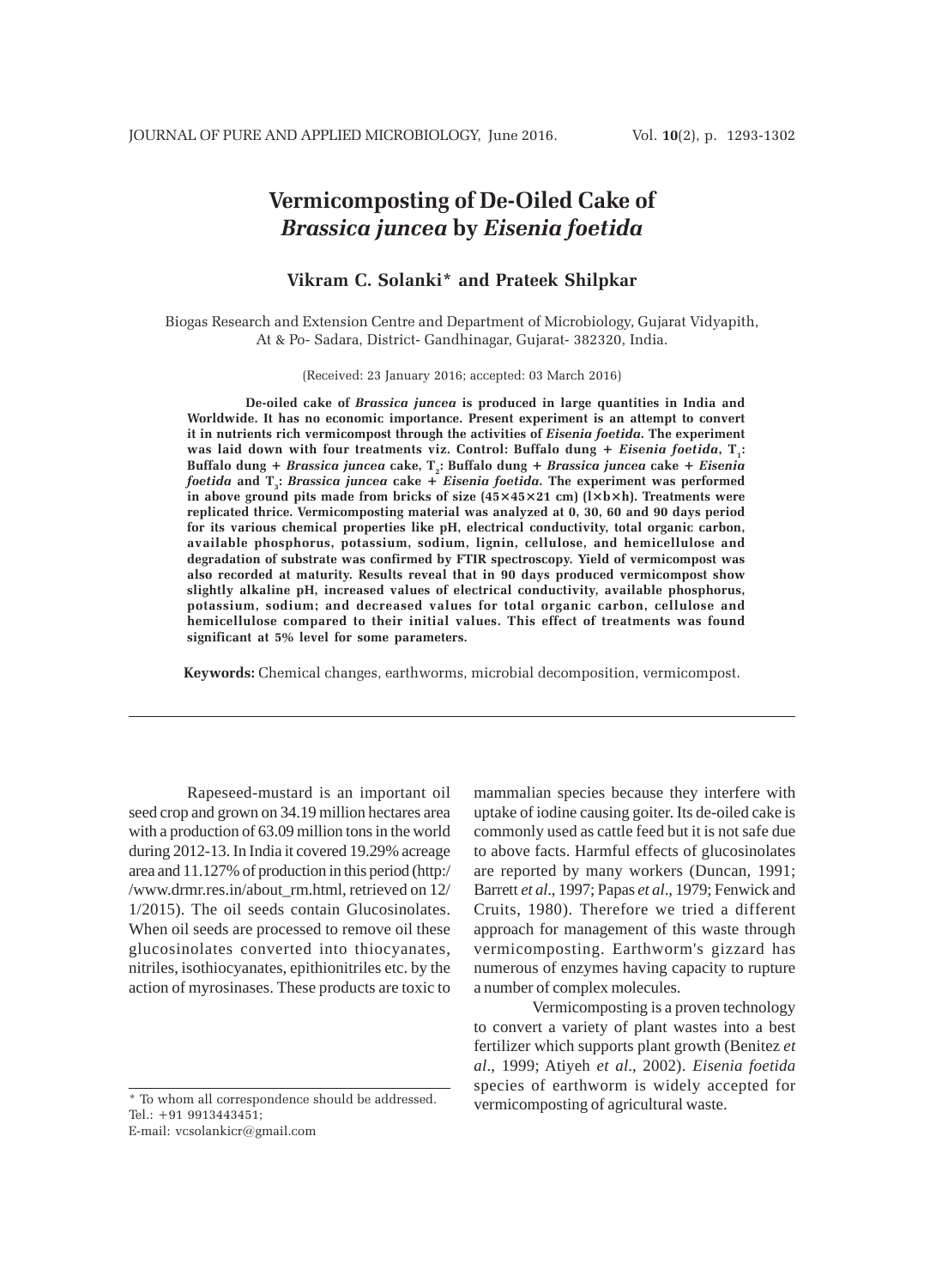# Vermicomposting of De-Oiled Cake of *Brassica juncea* by *Eisenia foetida*

**Vikram C. Solanki* and Prateek Shilpkar**

Biogas Research and Extension Centre and Department of Microbiology, Gujarat Vidyapith, At & Po- Sadara, District- Gandhinagar, Gujarat- 382320, India.

(Received: 23 January 2016; accepted: 03 March 2016)

**De-oiled cake of *Brassica juncea* is produced in large quantities in India and Worldwide. It has no economic importance. Present experiment is an attempt to convert it in nutrients rich vermicompost through the activities of *Eisenia foetida*. The experiment was laid down with four treatments viz. Control: Buffalo dung + *Eisenia foetida*, $T_1$: Buffalo dung + *Brassica juncea* cake, $T_2$: Buffalo dung + *Brassica juncea* cake + *Eisenia foetida* and $T_3$: *Brassica juncea* cake + *Eisenia foetida*. The experiment was performed in above ground pits made from bricks of size (45×45×21 cm) (l×b×h). Treatments were replicated thrice. Vermicomposting material was analyzed at 0, 30, 60 and 90 days period for its various chemical properties like pH, electrical conductivity, total organic carbon, available phosphorus, potassium, sodium, lignin, cellulose, and hemicellulose and degradation of substrate was confirmed by FTIR spectroscopy. Yield of vermicompost was also recorded at maturity. Results reveal that in 90 days produced vermicompost show slightly alkaline pH, increased values of electrical conductivity, available phosphorus, potassium, sodium; and decreased values for total organic carbon, cellulose and hemicellulose compared to their initial values. This effect of treatments was found significant at 5% level for some parameters.**

**Keywords:** Chemical changes, earthworms, microbial decomposition, vermicompost.

Rapeseed-mustard is an important oil seed crop and grown on 34.19 million hectares area with a production of 63.09 million tons in the world during 2012-13. In India it covered 19.29% acreage area and 11.127% of production in this period (http://www.drmr.res.in/about_rm.html, retrieved on 12/1/2015). The oil seeds contain Glucosinolates. When oil seeds are processed to remove oil these glucosinolates converted into thiocyanates, nitriles, isothiocyanates, epithionitriles etc. by the action of myrosinases. These products are toxic to mammalian species because they interfere with uptake of iodine causing goiter. Its de-oiled cake is commonly used as cattle feed but it is not safe due to above facts. Harmful effects of glucosinolates are reported by many workers (Duncan, 1991; Barrett *et al*., 1997; Papas *et al*., 1979; Fenwick and Cruits, 1980). Therefore we tried a different approach for management of this waste through vermicomposting. Earthworm's gizzard has numerous of enzymes having capacity to rupture a number of complex molecules.

Vermicomposting is a proven technology to convert a variety of plant wastes into a best fertilizer which supports plant growth (Benitez *et al*., 1999; Atiyeh *et al*., 2002). *Eisenia foetida* species of earthworm is widely accepted for vermicomposting of agricultural waste.

\* To whom all correspondence should be addressed.
Tel.: +91 9913443451;
E-mail: vcsolankicr@gmail.com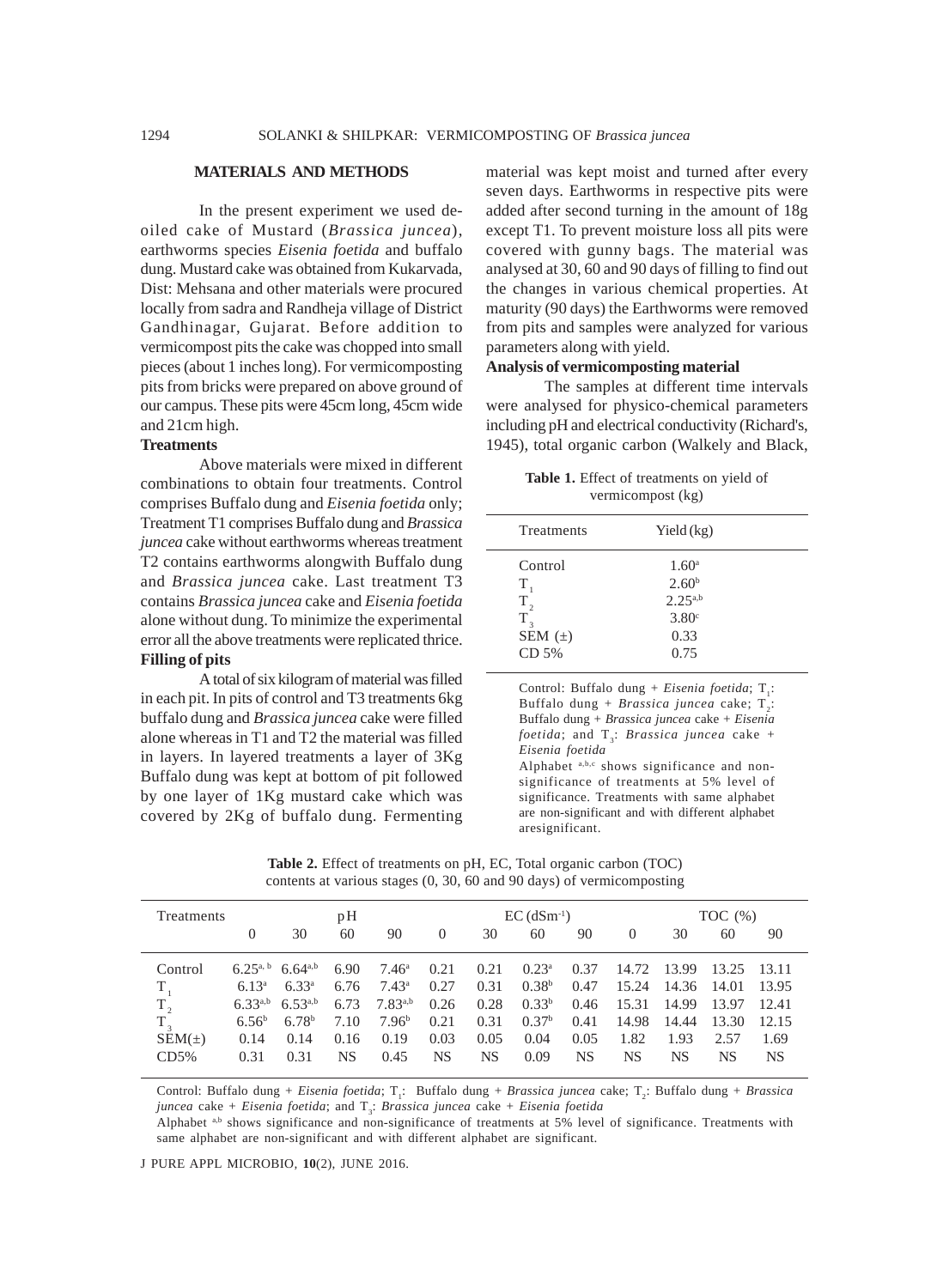## MATERIALS AND METHODS

In the present experiment we used de-oiled cake of Mustard (*Brassica juncea*), earthworms species *Eisenia foetida* and buffalo dung. Mustard cake was obtained from Kukarvada, Dist: Mehsana and other materials were procured locally from sadra and Randheja village of District Gandhinagar, Gujarat. Before addition to vermicompost pits the cake was chopped into small pieces (about 1 inches long). For vermicomposting pits from bricks were prepared on above ground of our campus. These pits were 45cm long, 45cm wide and 21cm high.

### Treatments

Above materials were mixed in different combinations to obtain four treatments. Control comprises Buffalo dung and *Eisenia foetida* only; Treatment T1 comprises Buffalo dung and *Brassica juncea* cake without earthworms whereas treatment T2 contains earthworms alongwith Buffalo dung and *Brassica juncea* cake. Last treatment T3 contains *Brassica juncea* cake and *Eisenia foetida* alone without dung. To minimize the experimental error all the above treatments were replicated thrice.

### Filling of pits

A total of six kilogram of material was filled in each pit. In pits of control and T3 treatments 6kg buffalo dung and *Brassica juncea* cake were filled alone whereas in T1 and T2 the material was filled in layers. In layered treatments a layer of 3Kg Buffalo dung was kept at bottom of pit followed by one layer of 1Kg mustard cake which was covered by 2Kg of buffalo dung. Fermenting material was kept moist and turned after every seven days. Earthworms in respective pits were added after second turning in the amount of 18g except T1. To prevent moisture loss all pits were covered with gunny bags. The material was analysed at 30, 60 and 90 days of filling to find out the changes in various chemical properties. At maturity (90 days) the Earthworms were removed from pits and samples were analyzed for various parameters along with yield.

### Analysis of vermicomposting material

The samples at different time intervals were analysed for physico-chemical parameters including pH and electrical conductivity (Richard's, 1945), total organic carbon (Walkely and Black,

**Table 1.** Effect of treatments on yield of vermicompost (kg)

| Treatments | Yield (kg) |
|---|---|
| Control | $1.60^{a}$ |
| $T_1$ | $2.60^{b}$ |
| $T_2$ | $2.25^{a,b}$ |
| $T_3$ | $3.80^{c}$ |
| SEM (±) | 0.33 |
| CD 5% | 0.75 |

Control: Buffalo dung + *Eisenia foetida*; $T_1$: Buffalo dung + *Brassica juncea* cake; $T_2$: Buffalo dung + *Brassica juncea* cake + *Eisenia foetida*; and $T_3$: *Brassica juncea* cake + *Eisenia foetida*

Alphabet [a,b,c] shows significance and non-significance of treatments at 5% level of significance. Treatments with same alphabet are non-significant and with different alphabet aresignificant.

**Table 2.** Effect of treatments on pH, EC, Total organic carbon (TOC) contents at various stages (0, 30, 60 and 90 days) of vermicomposting

| Treatments | pH | | | | EC ($dSm^{-1}$) | | | | TOC (%) | | | |
|---|---|---|---|---|---|---|---|---|---|---|---|---|
| | 0 | 30 | 60 | 90 | 0 | 30 | 60 | 90 | 0 | 30 | 60 | 90 |
| Control | $6.25^{a,b}$ | $6.64^{a,b}$ | 6.90 | $7.46^{a}$ | 0.21 | 0.21 | $0.23^{a}$ | 0.37 | 14.72 | 13.99 | 13.25 | 13.11 |
| $T_1$ | $6.13^{a}$ | $6.33^{a}$ | 6.76 | $7.43^{a}$ | 0.27 | 0.31 | $0.38^{b}$ | 0.47 | 15.24 | 14.36 | 14.01 | 13.95 |
| $T_2$ | $6.33^{a,b}$ | $6.53^{a,b}$ | 6.73 | $7.83^{a,b}$ | 0.26 | 0.28 | $0.33^{b}$ | 0.46 | 15.31 | 14.99 | 13.97 | 12.41 |
| $T_3$ | $6.56^{b}$ | $6.78^{b}$ | 7.10 | $7.96^{b}$ | 0.21 | 0.31 | $0.37^{b}$ | 0.41 | 14.98 | 14.44 | 13.30 | 12.15 |
| SEM(±) | 0.14 | 0.14 | 0.16 | 0.19 | 0.03 | 0.05 | 0.04 | 0.05 | 1.82 | 1.93 | 2.57 | 1.69 |
| CD5% | 0.31 | 0.31 | NS | 0.45 | NS | NS | 0.09 | NS | NS | NS | NS | NS |

Control: Buffalo dung + *Eisenia foetida*; $T_1$: Buffalo dung + *Brassica juncea* cake; $T_2$: Buffalo dung + *Brassica juncea* cake + *Eisenia foetida*; and $T_3$: *Brassica juncea* cake + *Eisenia foetida*

Alphabet [a,b] shows significance and non-significance of treatments at 5% level of significance. Treatments with same alphabet are non-significant and with different alphabet are significant.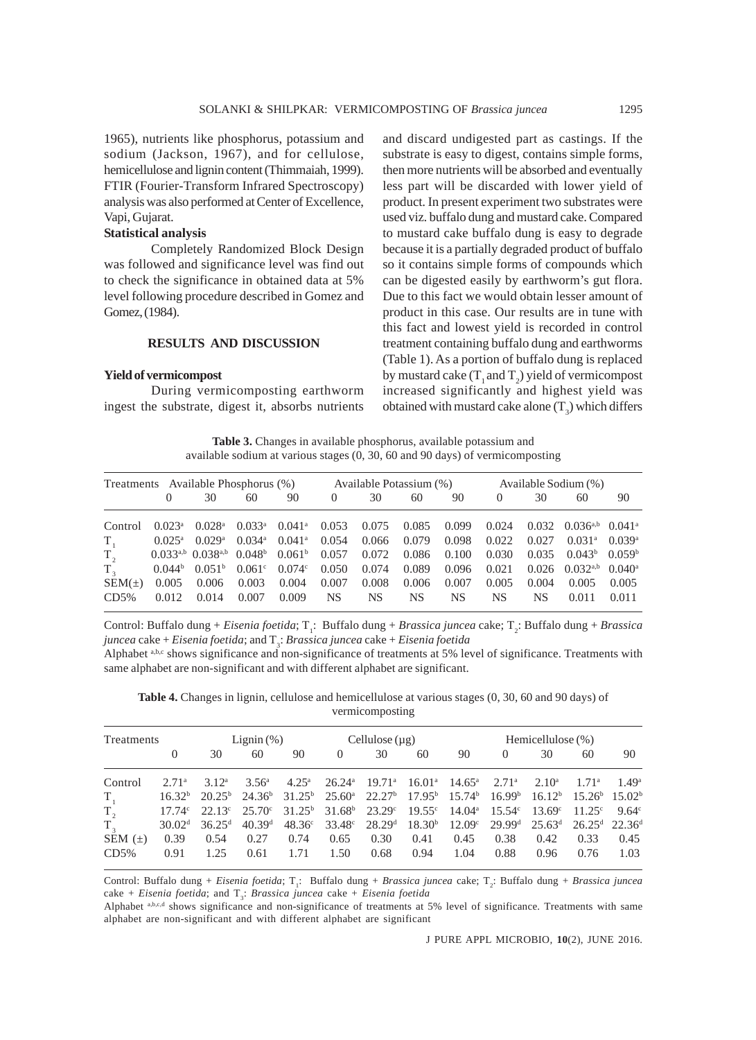1965), nutrients like phosphorus, potassium and sodium (Jackson, 1967), and for cellulose, hemicellulose and lignin content (Thimmaiah, 1999). FTIR (Fourier-Transform Infrared Spectroscopy) analysis was also performed at Center of Excellence, Vapi, Gujarat.

**Statistical analysis**

Completely Randomized Block Design was followed and significance level was find out to check the significance in obtained data at 5% level following procedure described in Gomez and Gomez, (1984).

## RESULTS AND DISCUSSION

**Yield of vermicompost**

During vermicomposting earthworm ingest the substrate, digest it, absorbs nutrients and discard undigested part as castings. If the substrate is easy to digest, contains simple forms, then more nutrients will be absorbed and eventually less part will be discarded with lower yield of product. In present experiment two substrates were used viz. buffalo dung and mustard cake. Compared to mustard cake buffalo dung is easy to degrade because it is a partially degraded product of buffalo so it contains simple forms of compounds which can be digested easily by earthworm's gut flora. Due to this fact we would obtain lesser amount of product in this case. Our results are in tune with this fact and lowest yield is recorded in control treatment containing buffalo dung and earthworms (Table 1). As a portion of buffalo dung is replaced by mustard cake ($T_1$ and $T_2$) yield of vermicompost increased significantly and highest yield was obtained with mustard cake alone ($T_3$) which differs

**Table 3.** Changes in available phosphorus, available potassium and available sodium at various stages (0, 30, 60 and 90 days) of vermicomposting

| Treatments | Available Phosphorus (%) | | | | Available Potassium (%) | | | | Available Sodium (%) | | | |
|---|---|---|---|---|---|---|---|---|---|---|---|---|
| | 0 | 30 | 60 | 90 | 0 | 30 | 60 | 90 | 0 | 30 | 60 | 90 |
| Control | 0.023[a] | 0.028[a] | 0.033[a] | 0.041[a] | 0.053 | 0.075 | 0.085 | 0.099 | 0.024 | 0.032 | 0.036[a,b] | 0.041[a] |
| $T_1$ | 0.025[a] | 0.029[a] | 0.034[a] | 0.041[a] | 0.054 | 0.066 | 0.079 | 0.098 | 0.022 | 0.027 | 0.031[a] | 0.039[a] |
| $T_2$ | 0.033[a,b] | 0.038[a,b] | 0.048[b] | 0.061[b] | 0.057 | 0.072 | 0.086 | 0.100 | 0.030 | 0.035 | 0.043[b] | 0.059[b] |
| $T_3$ | 0.044[b] | 0.051[b] | 0.061[c] | 0.074[c] | 0.050 | 0.074 | 0.089 | 0.096 | 0.021 | 0.026 | 0.032[a,b] | 0.040[a] |
| SEM(±) | 0.005 | 0.006 | 0.003 | 0.004 | 0.007 | 0.008 | 0.006 | 0.007 | 0.005 | 0.004 | 0.005 | 0.005 |
| CD5% | 0.012 | 0.014 | 0.007 | 0.009 | NS | NS | NS | NS | NS | NS | 0.011 | 0.011 |

Control: Buffalo dung + *Eisenia foetida*; $T_1$: Buffalo dung + *Brassica juncea* cake; $T_2$: Buffalo dung + *Brassica juncea* cake + *Eisenia foetida*; and $T_3$: *Brassica juncea* cake + *Eisenia foetida*

Alphabet [a,b,c] shows significance and non-significance of treatments at 5% level of significance. Treatments with same alphabet are non-significant and with different alphabet are significant.

**Table 4.** Changes in lignin, cellulose and hemicellulose at various stages (0, 30, 60 and 90 days) of vermicomposting

| Treatments | Lignin (%) | | | | Cellulose (µg) | | | | Hemicellulose (%) | | | |
|---|---|---|---|---|---|---|---|---|---|---|---|---|
| | 0 | 30 | 60 | 90 | 0 | 30 | 60 | 90 | 0 | 30 | 60 | 90 |
| Control | 2.71[a] | 3.12[a] | 3.56[a] | 4.25[a] | 26.24[a] | 19.71[a] | 16.01[a] | 14.65[a] | 2.71[a] | 2.10[a] | 1.71[a] | 1.49[a] |
| $T_1$ | 16.32[b] | 20.25[b] | 24.36[b] | 31.25[b] | 25.60[a] | 22.27[b] | 17.95[b] | 15.74[b] | 16.99[b] | 16.12[b] | 15.26[b] | 15.02[b] |
| $T_2$ | 17.74[c] | 22.13[c] | 25.70[c] | 31.25[b] | 31.68[b] | 23.29[c] | 19.55[c] | 14.04[a] | 15.54[c] | 13.69[c] | 11.25[c] | 9.64[c] |
| $T_3$ | 30.02[d] | 36.25[d] | 40.39[d] | 48.36[c] | 33.48[c] | 28.29[d] | 18.30[b] | 12.09[c] | 29.99[d] | 25.63[d] | 26.25[d] | 22.36[d] |
| SEM (±) | 0.39 | 0.54 | 0.27 | 0.74 | 0.65 | 0.30 | 0.41 | 0.45 | 0.38 | 0.42 | 0.33 | 0.45 |
| CD5% | 0.91 | 1.25 | 0.61 | 1.71 | 1.50 | 0.68 | 0.94 | 1.04 | 0.88 | 0.96 | 0.76 | 1.03 |

Control: Buffalo dung + *Eisenia foetida*; $T_1$: Buffalo dung + *Brassica juncea* cake; $T_2$: Buffalo dung + *Brassica juncea* cake + *Eisenia foetida*; and $T_3$: *Brassica juncea* cake + *Eisenia foetida*

Alphabet [a,b,c,d] shows significance and non-significance of treatments at 5% level of significance. Treatments with same alphabet are non-significant and with different alphabet are significant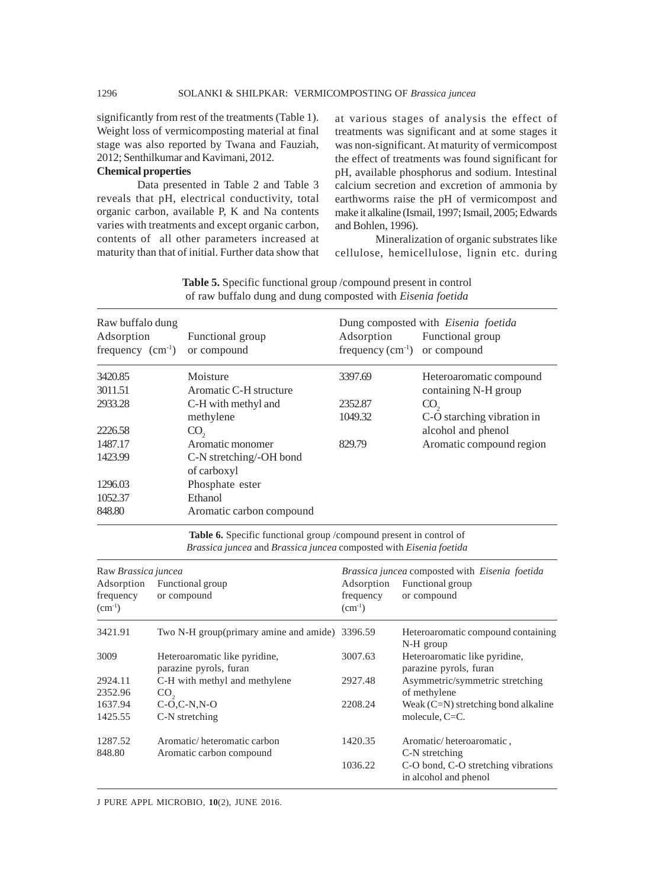significantly from rest of the treatments (Table 1). Weight loss of vermicomposting material at final stage was also reported by Twana and Fauziah, 2012; Senthilkumar and Kavimani, 2012.

**Chemical properties**

Data presented in Table 2 and Table 3 reveals that pH, electrical conductivity, total organic carbon, available P, K and Na contents varies with treatments and except organic carbon, contents of all other parameters increased at maturity than that of initial. Further data show that at various stages of analysis the effect of treatments was significant and at some stages it was non-significant. At maturity of vermicompost the effect of treatments was found significant for pH, available phosphorus and sodium. Intestinal calcium secretion and excretion of ammonia by earthworms raise the pH of vermicompost and make it alkaline (Ismail, 1997; Ismail, 2005; Edwards and Bohlen, 1996).

Mineralization of organic substrates like cellulose, hemicellulose, lignin etc. during

**Table 5.** Specific functional group /compound present in control of raw buffalo dung and dung composted with *Eisenia foetida*

| Raw buffalo dung | | Dung composted with *Eisenia foetida* | |
|---|---|---|---|
| Adsorption frequency ($cm^{-1}$) | Functional group or compound | Adsorption frequency ($cm^{-1}$) | Functional group or compound |
| 3420.85 | Moisture | 3397.69 | Heteroaromatic compound containing N-H group |
| 3011.51 | Aromatic C-H structure | | |
| 2933.28 | C-H with methyl and methylene | 2352.87 | $CO_2$ |
| | | 1049.32 | C-O starching vibration in alcohol and phenol |
| 2226.58 | $CO_2$ | | |
| 1487.17 | Aromatic monomer | 829.79 | Aromatic compound region |
| 1423.99 | C-N stretching/-OH bond of carboxyl | | |
| 1296.03 | Phosphate ester | | |
| 1052.37 | Ethanol | | |
| 848.80 | Aromatic carbon compound | | |

**Table 6.** Specific functional group /compound present in control of *Brassica juncea* and *Brassica juncea* composted with *Eisenia foetida*

| Raw *Brassica juncea* | | *Brassica juncea* composted with *Eisenia foetida* | |
|---|---|---|---|
| Adsorption frequency ($cm^{-1}$) | Functional group or compound | Adsorption frequency ($cm^{-1}$) | Functional group or compound |
| 3421.91 | Two N-H group(primary amine and amide) | 3396.59 | Heteroaromatic compound containing N-H group |
| 3009 | Heteroaromatic like pyridine, parazine pyrols, furan | 3007.63 | Heteroaromatic like pyridine, parazine pyrols, furan |
| 2924.11 | C-H with methyl and methylene | 2927.48 | Asymmetric/symmetric stretching of methylene |
| 2352.96 | $CO_2$ | | |
| 1637.94 | C-O,C-N,N-O | 2208.24 | Weak (C=N) stretching bond alkaline molecule, C=C. |
| 1425.55 | C-N stretching | | |
| 1287.52 | Aromatic/ heteromatic carbon | 1420.35 | Aromatic/ heteroaromatic , C-N stretching |
| 848.80 | Aromatic carbon compound | 1036.22 | C-O bond, C-O stretching vibrations in alcohol and phenol |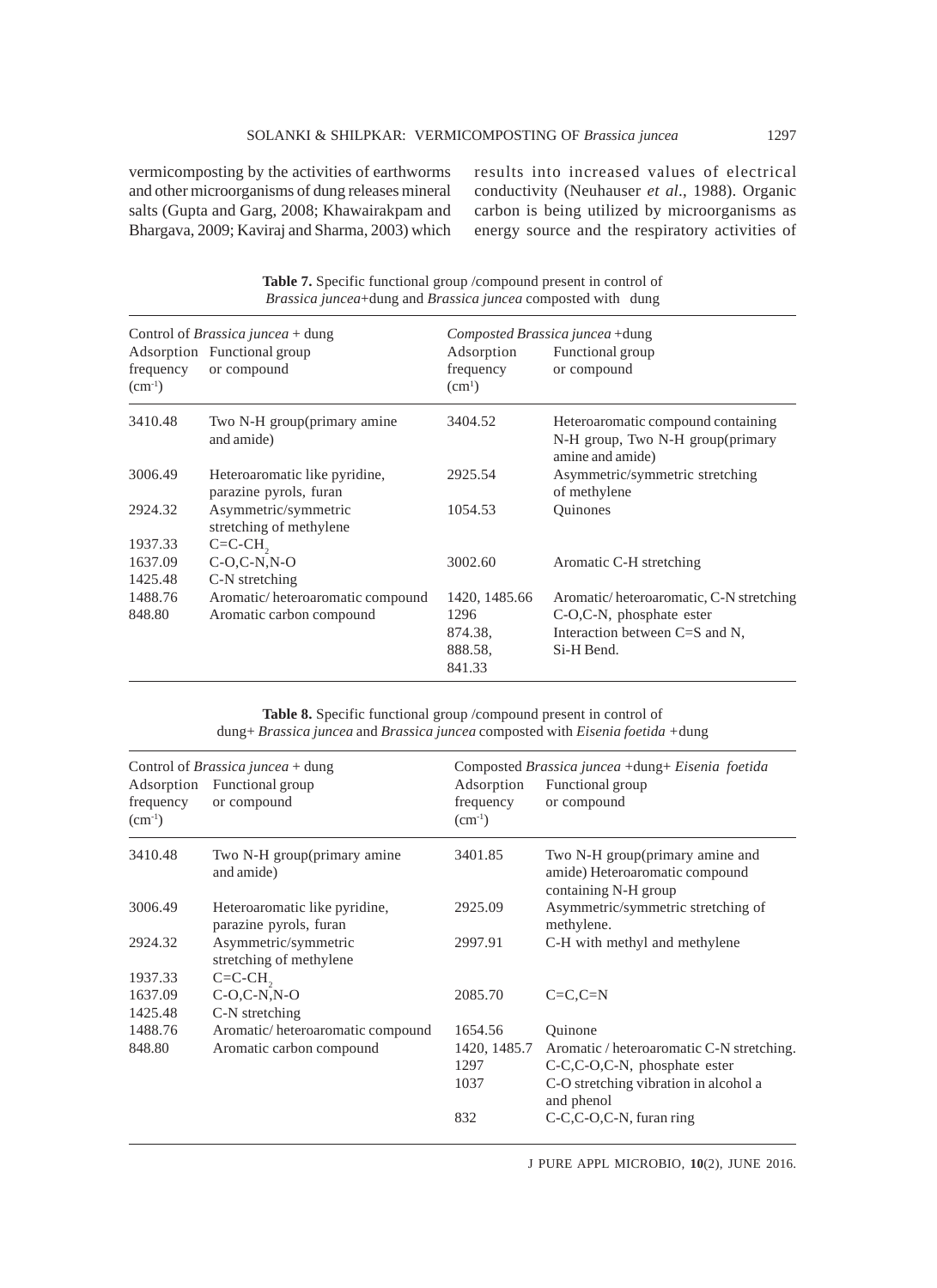vermicomposting by the activities of earthworms and other microorganisms of dung releases mineral salts (Gupta and Garg, 2008; Khawairakpam and Bhargava, 2009; Kaviraj and Sharma, 2003) which results into increased values of electrical conductivity (Neuhauser *et al*., 1988). Organic carbon is being utilized by microorganisms as energy source and the respiratory activities of

**Table 7.** Specific functional group /compound present in control of *Brassica juncea*+dung and *Brassica juncea* composted with dung

| Control of *Brassica juncea* + dung | | *Composted Brassica juncea* +dung | |
|---|---|---|---|
| Adsorption frequency ($cm^{-1}$) | Functional group or compound | Adsorption frequency ($cm^{1}$) | Functional group or compound |
| 3410.48 | Two N-H group(primary amine and amide) | 3404.52 | Heteroaromatic compound containing N-H group, Two N-H group(primary amine and amide) |
| 3006.49 | Heteroaromatic like pyridine, parazine pyrols, furan | 2925.54 | Asymmetric/symmetric stretching of methylene |
| 2924.32 | Asymmetric/symmetric stretching of methylene | 1054.53 | Quinones |
| 1937.33 | $C=C-CH_2$ | | |
| 1637.09 | C-O,C-N,N-O | 3002.60 | Aromatic C-H stretching |
| 1425.48 | C-N stretching | | |
| 1488.76 | Aromatic/ heteroaromatic compound | 1420, 1485.66 | Aromatic/ heteroaromatic, C-N stretching |
| 848.80 | Aromatic carbon compound | 1296 | C-O,C-N, phosphate ester |
| | | 874.38, | Interaction between C=S and N, |
| | | 888.58, | Si-H Bend. |
| | | 841.33 | |

**Table 8.** Specific functional group /compound present in control of dung+ *Brassica juncea* and *Brassica juncea* composted with *Eisenia foetida* +dung

| Control of *Brassica juncea* + dung | | Composted *Brassica juncea* +dung+ *Eisenia foetida* | |
|---|---|---|---|
| Adsorption frequency ($cm^{-1}$) | Functional group or compound | Adsorption frequency ($cm^{-1}$) | Functional group or compound |
| 3410.48 | Two N-H group(primary amine and amide) | 3401.85 | Two N-H group(primary amine and amide) Heteroaromatic compound containing N-H group |
| 3006.49 | Heteroaromatic like pyridine, parazine pyrols, furan | 2925.09 | Asymmetric/symmetric stretching of methylene. |
| 2924.32 | Asymmetric/symmetric stretching of methylene | 2997.91 | C-H with methyl and methylene |
| 1937.33 | $C=C-CH_2$ | | |
| 1637.09 | C-O,C-N,N-O | 2085.70 | C=C,C=N |
| 1425.48 | C-N stretching | | |
| 1488.76 | Aromatic/ heteroaromatic compound | 1654.56 | Quinone |
| 848.80 | Aromatic carbon compound | 1420, 1485.7 | Aromatic / heteroaromatic C-N stretching. |
| | | 1297 | C-C,C-O,C-N, phosphate ester |
| | | 1037 | C-O stretching vibration in alcohol a and phenol |
| | | 832 | C-C,C-O,C-N, furan ring |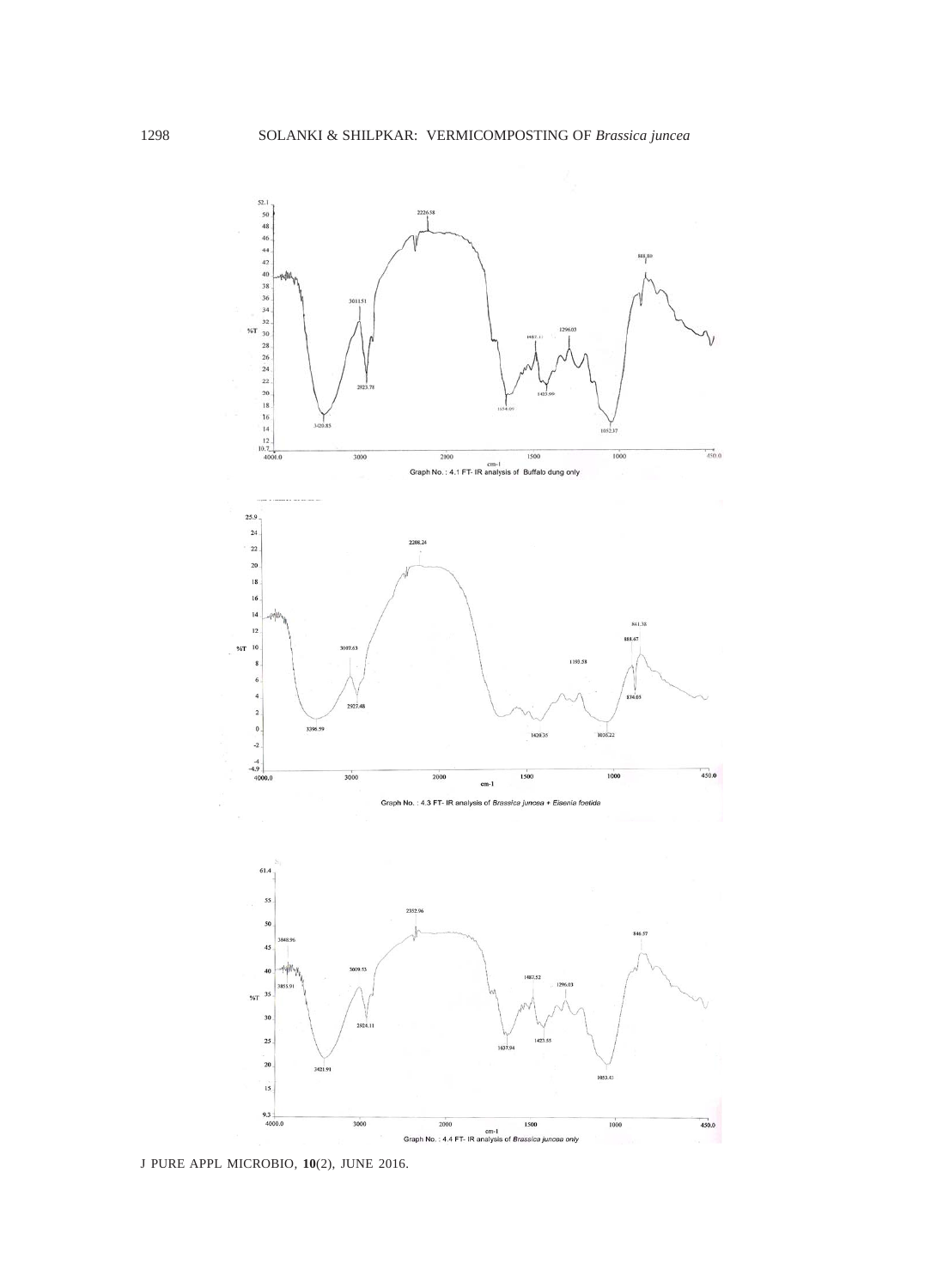Graph No. : 4.1 FT- IR analysis of Buffalo dung only

Graph No. : 4.3 FT- IR analysis of *Brassica juncea + Eisenia foetida*

Graph No. : 4.4 FT- IR analysis of *Brassica juncea* only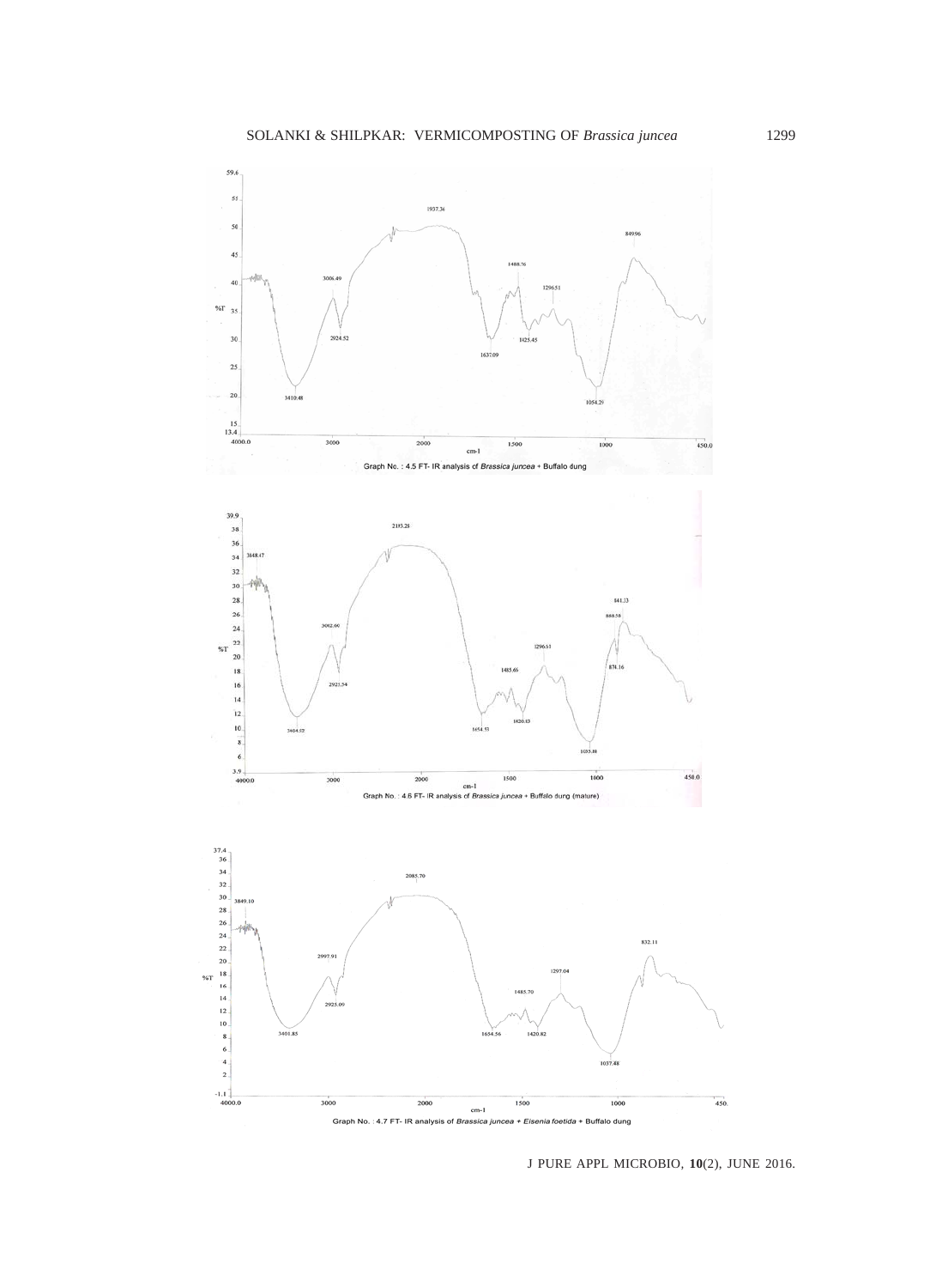Graph No. : 4.5 FT- IR analysis of *Brassica juncea* + Buffalo dung

Graph No. : 4.6 FT- IR analysis of *Brassica juncea* + Buffalo dung (mature)

Graph No. : 4.7 FT- IR analysis of *Brassica juncea* + *Eisenia foetida* + Buffalo dung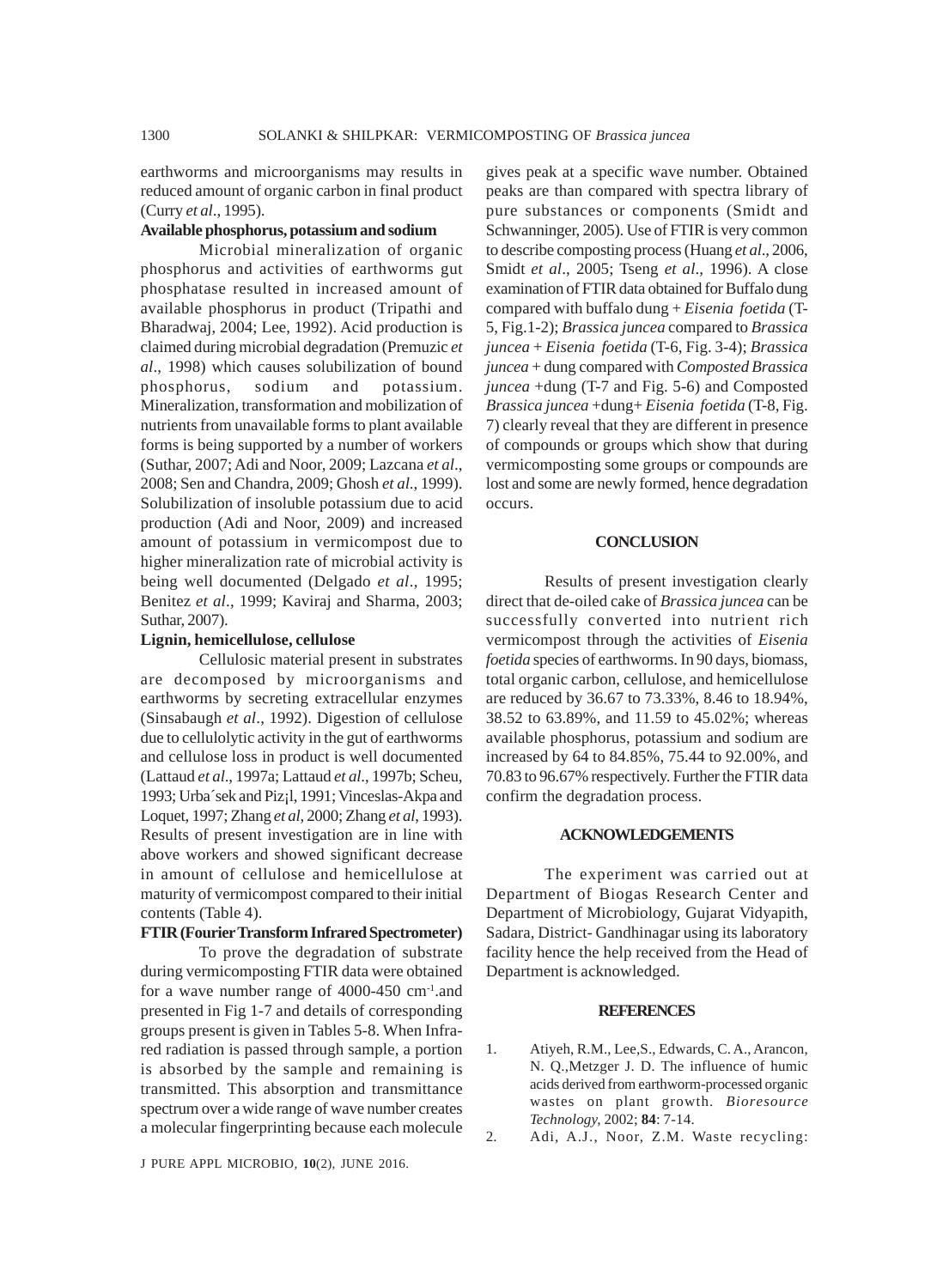earthworms and microorganisms may results in reduced amount of organic carbon in final product (Curry *et al*., 1995).

**Available phosphorus, potassium and sodium**

Microbial mineralization of organic phosphorus and activities of earthworms gut phosphatase resulted in increased amount of available phosphorus in product (Tripathi and Bharadwaj, 2004; Lee, 1992). Acid production is claimed during microbial degradation (Premuzic *et al*., 1998) which causes solubilization of bound phosphorus, sodium and potassium. Mineralization, transformation and mobilization of nutrients from unavailable forms to plant available forms is being supported by a number of workers (Suthar, 2007; Adi and Noor, 2009; Lazcana *et al*., 2008; Sen and Chandra, 2009; Ghosh *et al*., 1999). Solubilization of insoluble potassium due to acid production (Adi and Noor, 2009) and increased amount of potassium in vermicompost due to higher mineralization rate of microbial activity is being well documented (Delgado *et al*., 1995; Benitez *et al*., 1999; Kaviraj and Sharma, 2003; Suthar, 2007).

**Lignin, hemicellulose, cellulose**

Cellulosic material present in substrates are decomposed by microorganisms and earthworms by secreting extracellular enzymes (Sinsabaugh *et al*., 1992). Digestion of cellulose due to cellulolytic activity in the gut of earthworms and cellulose loss in product is well documented (Lattaud *et al*., 1997a; Lattaud *et al*., 1997b; Scheu, 1993; Urba´sek and Piz¡l, 1991; Vinceslas-Akpa and Loquet, 1997; Zhang *et al*, 2000; Zhang *et al*, 1993). Results of present investigation are in line with above workers and showed significant decrease in amount of cellulose and hemicellulose at maturity of vermicompost compared to their initial contents (Table 4).

**FTIR (Fourier Transform Infrared Spectrometer)**

To prove the degradation of substrate during vermicomposting FTIR data were obtained for a wave number range of 4000-450 $cm^{-1}$.and presented in Fig 1-7 and details of corresponding groups present is given in Tables 5-8. When Infra-red radiation is passed through sample, a portion is absorbed by the sample and remaining is transmitted. This absorption and transmittance spectrum over a wide range of wave number creates a molecular fingerprinting because each molecule gives peak at a specific wave number. Obtained peaks are than compared with spectra library of pure substances or components (Smidt and Schwanninger, 2005). Use of FTIR is very common to describe composting process (Huang *et al*., 2006, Smidt *et al*., 2005; Tseng *et al*., 1996). A close examination of FTIR data obtained for Buffalo dung compared with buffalo dung + *Eisenia foetida* (T-5, Fig.1-2); *Brassica juncea* compared to *Brassica juncea* + *Eisenia foetida* (T-6, Fig. 3-4); *Brassica juncea* + dung compared with *Composted Brassica juncea* +dung (T-7 and Fig. 5-6) and Composted *Brassica juncea* +dung+ *Eisenia foetida* (T-8, Fig. 7) clearly reveal that they are different in presence of compounds or groups which show that during vermicomposting some groups or compounds are lost and some are newly formed, hence degradation occurs.

## CONCLUSION

Results of present investigation clearly direct that de-oiled cake of *Brassica juncea* can be successfully converted into nutrient rich vermicompost through the activities of *Eisenia foetida* species of earthworms. In 90 days, biomass, total organic carbon, cellulose, and hemicellulose are reduced by 36.67 to 73.33%, 8.46 to 18.94%, 38.52 to 63.89%, and 11.59 to 45.02%; whereas available phosphorus, potassium and sodium are increased by 64 to 84.85%, 75.44 to 92.00%, and 70.83 to 96.67% respectively. Further the FTIR data confirm the degradation process.

## ACKNOWLEDGEMENTS

The experiment was carried out at Department of Biogas Research Center and Department of Microbiology, Gujarat Vidyapith, Sadara, District- Gandhinagar using its laboratory facility hence the help received from the Head of Department is acknowledged.

## REFERENCES

1. Atiyeh, R.M., Lee,S., Edwards, C. A., Arancon, N. Q.,Metzger J. D. The influence of humic acids derived from earthworm-processed organic wastes on plant growth. *Bioresource Technology*, 2002; **84**: 7-14.
2. Adi, A.J., Noor, Z.M. Waste recycling: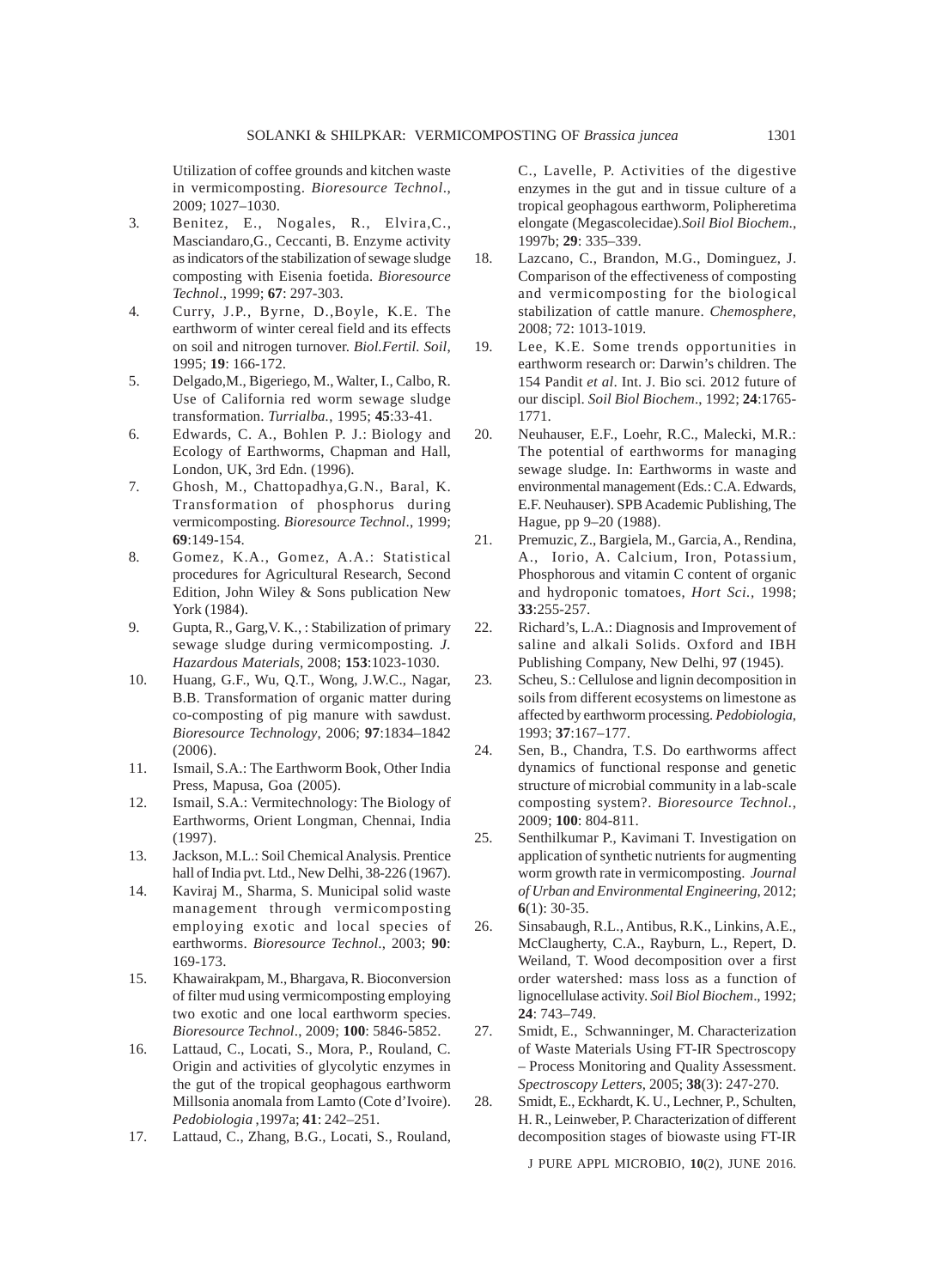Utilization of coffee grounds and kitchen waste in vermicomposting. *Bioresource Technol*., 2009; 1027–1030.

3. Benitez, E., Nogales, R., Elvira,C., Masciandaro,G., Ceccanti, B. Enzyme activity as indicators of the stabilization of sewage sludge composting with Eisenia foetida. *Bioresource Technol*., 1999; **67**: 297-303.
4. Curry, J.P., Byrne, D.,Boyle, K.E. The earthworm of winter cereal field and its effects on soil and nitrogen turnover. *Biol.Fertil. Soil*, 1995; **19**: 166-172.
5. Delgado,M., Bigeriego, M., Walter, I., Calbo, R. Use of California red worm sewage sludge transformation. *Turrialba*., 1995; **45**:33-41.
6. Edwards, C. A., Bohlen P. J.: Biology and Ecology of Earthworms, Chapman and Hall, London, UK, 3rd Edn. (1996).
7. Ghosh, M., Chattopadhya,G.N., Baral, K. Transformation of phosphorus during vermicomposting. *Bioresource Technol*., 1999; **69**:149-154.
8. Gomez, K.A., Gomez, A.A.: Statistical procedures for Agricultural Research, Second Edition, John Wiley & Sons publication New York (1984).
9. Gupta, R., Garg,V. K., : Stabilization of primary sewage sludge during vermicomposting. *J. Hazardous Materials*, 2008; **153**:1023-1030.
10. Huang, G.F., Wu, Q.T., Wong, J.W.C., Nagar, B.B. Transformation of organic matter during co-composting of pig manure with sawdust. *Bioresource Technology*, 2006; **97**:1834–1842 (2006).
11. Ismail, S.A.: The Earthworm Book, Other India Press, Mapusa, Goa (2005).
12. Ismail, S.A.: Vermitechnology: The Biology of Earthworms, Orient Longman, Chennai, India (1997).
13. Jackson, M.L.: Soil Chemical Analysis. Prentice hall of India pvt. Ltd., New Delhi, 38-226 (1967).
14. Kaviraj M., Sharma, S. Municipal solid waste management through vermicomposting employing exotic and local species of earthworms. *Bioresource Technol*., 2003; **90**: 169-173.
15. Khawairakpam, M., Bhargava, R. Bioconversion of filter mud using vermicomposting employing two exotic and one local earthworm species. *Bioresource Technol*., 2009; **100**: 5846-5852.
16. Lattaud, C., Locati, S., Mora, P., Rouland, C. Origin and activities of glycolytic enzymes in the gut of the tropical geophagous earthworm Millsonia anomala from Lamto (Cote d'Ivoire). *Pedobiologia* ,1997a; **41**: 242–251.
17. Lattaud, C., Zhang, B.G., Locati, S., Rouland, C., Lavelle, P. Activities of the digestive enzymes in the gut and in tissue culture of a tropical geophagous earthworm, Polipheretima elongate (Megascolecidae).*Soil Biol Biochem*., 1997b; **29**: 335–339.
18. Lazcano, C., Brandon, M.G., Dominguez, J. Comparison of the effectiveness of composting and vermicomposting for the biological stabilization of cattle manure. *Chemosphere*, 2008; 72: 1013-1019.
19. Lee, K.E. Some trends opportunities in earthworm research or: Darwin's children. The 154 Pandit *et al*. Int. J. Bio sci. 2012 future of our discipl. *Soil Biol Biochem*., 1992; **24**:1765-1771.
20. Neuhauser, E.F., Loehr, R.C., Malecki, M.R.: The potential of earthworms for managing sewage sludge. In: Earthworms in waste and environmental management (Eds.: C.A. Edwards, E.F. Neuhauser). SPB Academic Publishing, The Hague, pp 9–20 (1988).
21. Premuzic, Z., Bargiela, M., Garcia, A., Rendina, A., Iorio, A. Calcium, Iron, Potassium, Phosphorous and vitamin C content of organic and hydroponic tomatoes, *Hort Sci.*, 1998; **33**:255-257.
22. Richard's, L.A.: Diagnosis and Improvement of saline and alkali Solids. Oxford and IBH Publishing Company, New Delhi, 9**7** (1945).
23. Scheu, S.: Cellulose and lignin decomposition in soils from different ecosystems on limestone as affected by earthworm processing. *Pedobiologia*, 1993; **37**:167–177.
24. Sen, B., Chandra, T.S. Do earthworms affect dynamics of functional response and genetic structure of microbial community in a lab-scale composting system?. *Bioresource Technol.*, 2009; **100**: 804-811.
25. Senthilkumar P., Kavimani T. Investigation on application of synthetic nutrients for augmenting worm growth rate in vermicomposting. *Journal of Urban and Environmental Engineering*, 2012; **6**(1): 30-35.
26. Sinsabaugh, R.L., Antibus, R.K., Linkins, A.E., McClaugherty, C.A., Rayburn, L., Repert, D. Weiland, T. Wood decomposition over a first order watershed: mass loss as a function of lignocellulase activity. *Soil Biol Biochem*., 1992; **24**: 743–749.
27. Smidt, E., Schwanninger, M. Characterization of Waste Materials Using FT-IR Spectroscopy – Process Monitoring and Quality Assessment. *Spectroscopy Letters*, 2005; **38**(3): 247-270.
28. Smidt, E., Eckhardt, K. U., Lechner, P., Schulten, H. R., Leinweber, P. Characterization of different decomposition stages of biowaste using FT-IR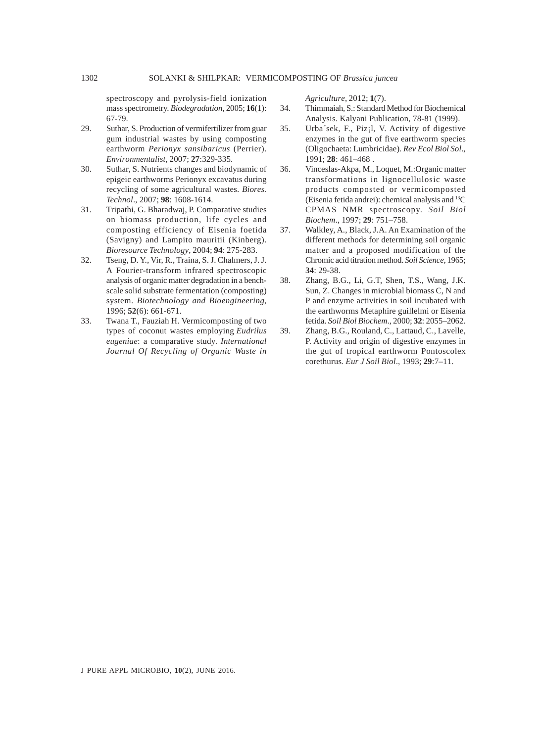spectroscopy and pyrolysis-field ionization mass spectrometry. *Biodegradation*, 2005; **16**(1): 67-79.

29. Suthar, S. Production of vermifertilizer from guar gum industrial wastes by using composting earthworm *Perionyx sansibaricus* (Perrier). *Environmentalist*, 2007; **27**:329-335.
30. Suthar, S. Nutrients changes and biodynamic of epigeic earthworms Perionyx excavatus during recycling of some agricultural wastes. *Biores. Technol*., 2007; **98**: 1608-1614.
31. Tripathi, G. Bharadwaj, P. Comparative studies on biomass production, life cycles and composting efficiency of Eisenia foetida (Savigny) and Lampito mauritii (Kinberg). *Bioresource Technology*, 2004; **94**: 275-283.
32. Tseng, D. Y., Vir, R., Traina, S. J. Chalmers, J. J. A Fourier-transform infrared spectroscopic analysis of organic matter degradation in a bench-scale solid substrate fermentation (composting) system. *Biotechnology and Bioengineering*, 1996; **52**(6): 661-671.
33. Twana T., Fauziah H. Vermicomposting of two types of coconut wastes employing *Eudrilus eugeniae*: a comparative study. *International Journal Of Recycling of Organic Waste in Agriculture*, 2012; **1**(7).
34. Thimmaiah, S.: Standard Method for Biochemical Analysis. Kalyani Publication, 78-81 (1999).
35. Urba´sek, F., Piz¡l, V. Activity of digestive enzymes in the gut of five earthworm species (Oligochaeta: Lumbricidae). *Rev Ecol Biol Sol*., 1991; **28**: 461–468 .
36. Vinceslas-Akpa, M., Loquet, M.:Organic matter transformations in lignocellulosic waste products composted or vermicomposted (Eisenia fetida andrei): chemical analysis and $^{13}C$ CPMAS NMR spectroscopy. *Soil Biol Biochem*., 1997; **29**: 751–758.
37. Walkley, A., Black, J.A. An Examination of the different methods for determining soil organic matter and a proposed modification of the Chromic acid titration method. *Soil Science*, 1965; **34**: 29-38.
38. Zhang, B.G., Li, G.T, Shen, T.S., Wang, J.K. Sun, Z. Changes in microbial biomass C, N and P and enzyme activities in soil incubated with the earthworms Metaphire guillelmi or Eisenia fetida. *Soil Biol Biochem*., 2000; **32**: 2055–2062.
39. Zhang, B.G., Rouland, C., Lattaud, C., Lavelle, P. Activity and origin of digestive enzymes in the gut of tropical earthworm Pontoscolex corethurus. *Eur J Soil Biol*., 1993; **29**:7–11.